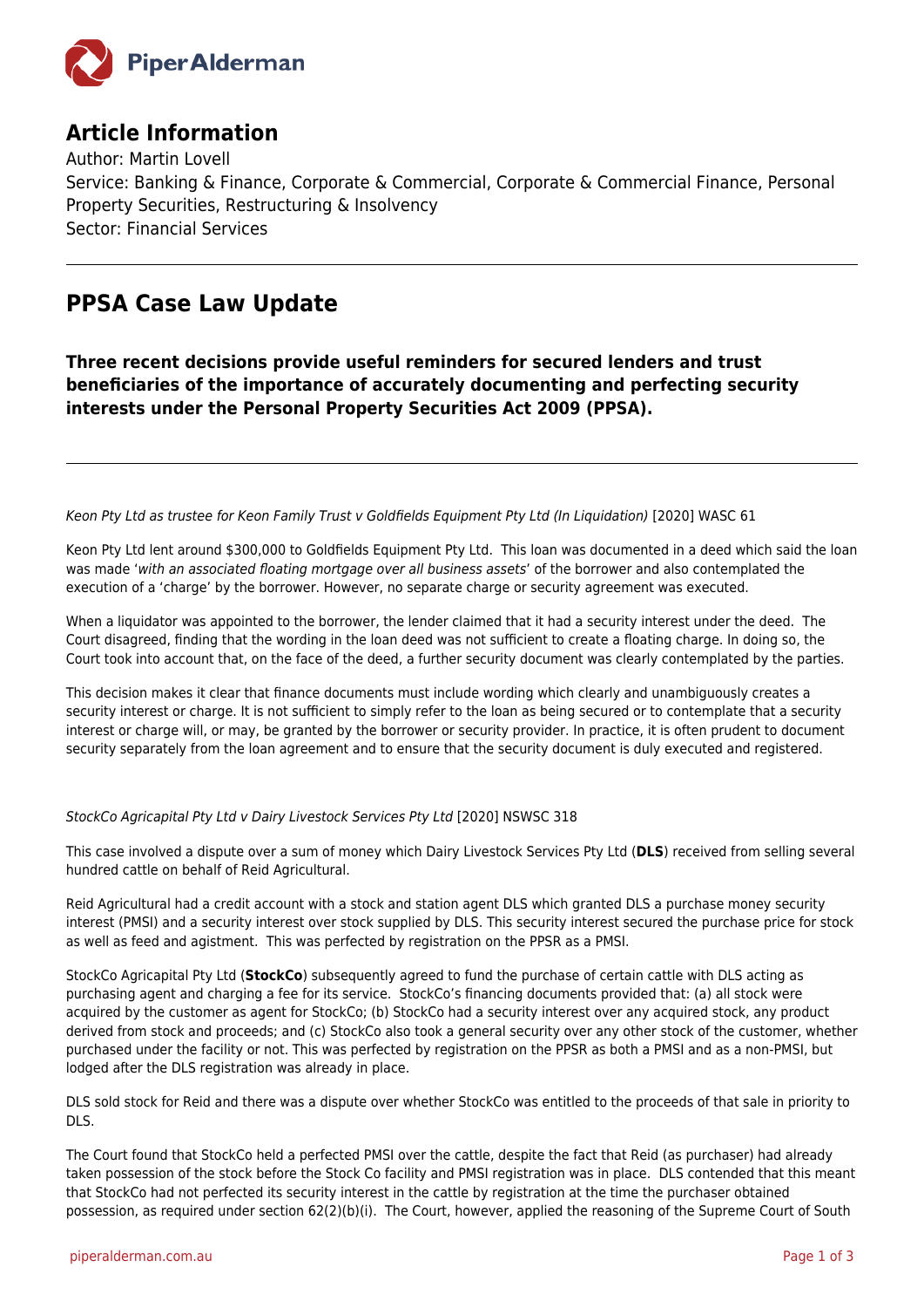## Article Information

Author: Martin Lovell
Service: Banking & Finance, Corporate & Commercial, Corporate & Commercial Finance, Personal Property Securities, Restructuring & Insolvency
Sector: Financial Services

---

# PPSA Case Law Update

**Three recent decisions provide useful reminders for secured lenders and trust beneficiaries of the importance of accurately documenting and perfecting security interests under the Personal Property Securities Act 2009 (PPSA).**

---

*Keon Pty Ltd as trustee for Keon Family Trust v Goldfields Equipment Pty Ltd (In Liquidation)* [2020] WASC 61

Keon Pty Ltd lent around $300,000 to Goldfields Equipment Pty Ltd. This loan was documented in a deed which said the loan was made '*with an associated floating mortgage over all business assets*' of the borrower and also contemplated the execution of a 'charge' by the borrower. However, no separate charge or security agreement was executed.

When a liquidator was appointed to the borrower, the lender claimed that it had a security interest under the deed. The Court disagreed, finding that the wording in the loan deed was not sufficient to create a floating charge. In doing so, the Court took into account that, on the face of the deed, a further security document was clearly contemplated by the parties.

This decision makes it clear that finance documents must include wording which clearly and unambiguously creates a security interest or charge. It is not sufficient to simply refer to the loan as being secured or to contemplate that a security interest or charge will, or may, be granted by the borrower or security provider. In practice, it is often prudent to document security separately from the loan agreement and to ensure that the security document is duly executed and registered.

*StockCo Agricapital Pty Ltd v Dairy Livestock Services Pty Ltd* [2020] NSWSC 318

This case involved a dispute over a sum of money which Dairy Livestock Services Pty Ltd (**DLS**) received from selling several hundred cattle on behalf of Reid Agricultural.

Reid Agricultural had a credit account with a stock and station agent DLS which granted DLS a purchase money security interest (PMSI) and a security interest over stock supplied by DLS. This security interest secured the purchase price for stock as well as feed and agistment. This was perfected by registration on the PPSR as a PMSI.

StockCo Agricapital Pty Ltd (**StockCo**) subsequently agreed to fund the purchase of certain cattle with DLS acting as purchasing agent and charging a fee for its service. StockCo's financing documents provided that: (a) all stock were acquired by the customer as agent for StockCo; (b) StockCo had a security interest over any acquired stock, any product derived from stock and proceeds; and (c) StockCo also took a general security over any other stock of the customer, whether purchased under the facility or not. This was perfected by registration on the PPSR as both a PMSI and as a non-PMSI, but lodged after the DLS registration was already in place.

DLS sold stock for Reid and there was a dispute over whether StockCo was entitled to the proceeds of that sale in priority to DLS.

The Court found that StockCo held a perfected PMSI over the cattle, despite the fact that Reid (as purchaser) had already taken possession of the stock before the Stock Co facility and PMSI registration was in place. DLS contended that this meant that StockCo had not perfected its security interest in the cattle by registration at the time the purchaser obtained possession, as required under section 62(2)(b)(i). The Court, however, applied the reasoning of the Supreme Court of South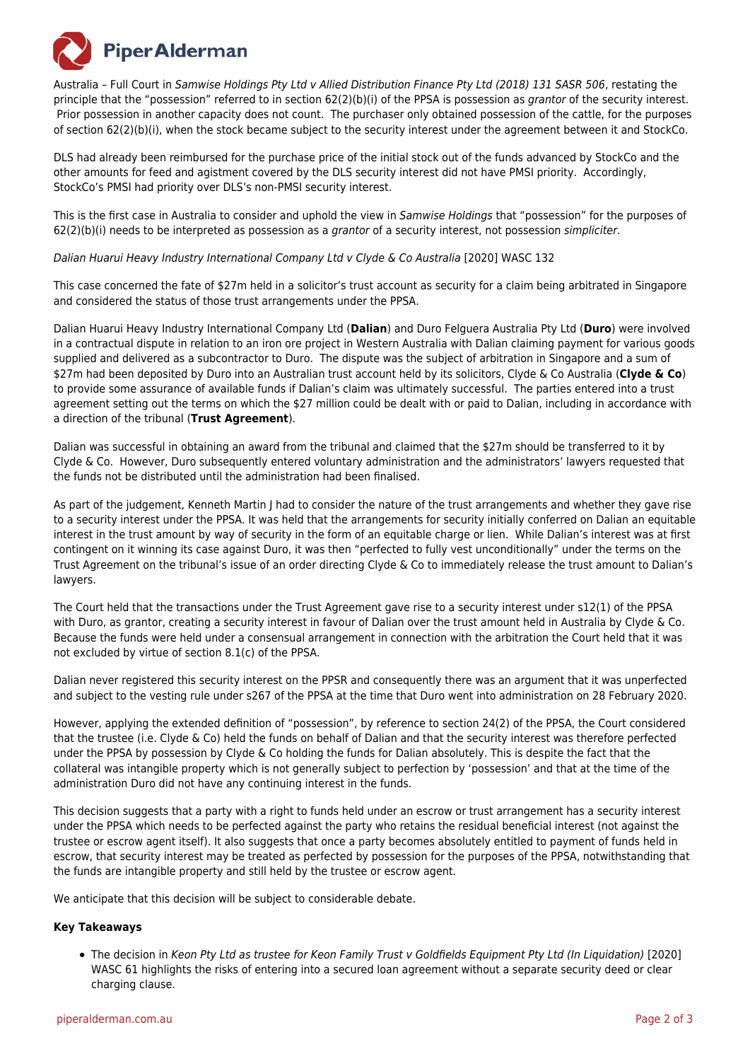Australia – Full Court in *Samwise Holdings Pty Ltd v Allied Distribution Finance Pty Ltd (2018) 131 SASR 506*, restating the principle that the "possession" referred to in section 62(2)(b)(i) of the PPSA is possession as *grantor* of the security interest. Prior possession in another capacity does not count. The purchaser only obtained possession of the cattle, for the purposes of section 62(2)(b)(i), when the stock became subject to the security interest under the agreement between it and StockCo.

DLS had already been reimbursed for the purchase price of the initial stock out of the funds advanced by StockCo and the other amounts for feed and agistment covered by the DLS security interest did not have PMSI priority. Accordingly, StockCo's PMSI had priority over DLS's non-PMSI security interest.

This is the first case in Australia to consider and uphold the view in *Samwise Holdings* that "possession" for the purposes of 62(2)(b)(i) needs to be interpreted as possession as a *grantor* of a security interest, not possession *simpliciter*.

*Dalian Huarui Heavy Industry International Company Ltd v Clyde & Co Australia* [2020] WASC 132

This case concerned the fate of $27m held in a solicitor's trust account as security for a claim being arbitrated in Singapore and considered the status of those trust arrangements under the PPSA.

Dalian Huarui Heavy Industry International Company Ltd (**Dalian**) and Duro Felguera Australia Pty Ltd (**Duro**) were involved in a contractual dispute in relation to an iron ore project in Western Australia with Dalian claiming payment for various goods supplied and delivered as a subcontractor to Duro. The dispute was the subject of arbitration in Singapore and a sum of $27m had been deposited by Duro into an Australian trust account held by its solicitors, Clyde & Co Australia (**Clyde & Co**) to provide some assurance of available funds if Dalian's claim was ultimately successful. The parties entered into a trust agreement setting out the terms on which the $27 million could be dealt with or paid to Dalian, including in accordance with a direction of the tribunal (**Trust Agreement**).

Dalian was successful in obtaining an award from the tribunal and claimed that the $27m should be transferred to it by Clyde & Co. However, Duro subsequently entered voluntary administration and the administrators' lawyers requested that the funds not be distributed until the administration had been finalised.

As part of the judgement, Kenneth Martin J had to consider the nature of the trust arrangements and whether they gave rise to a security interest under the PPSA. It was held that the arrangements for security initially conferred on Dalian an equitable interest in the trust amount by way of security in the form of an equitable charge or lien. While Dalian's interest was at first contingent on it winning its case against Duro, it was then "perfected to fully vest unconditionally" under the terms on the Trust Agreement on the tribunal's issue of an order directing Clyde & Co to immediately release the trust amount to Dalian's lawyers.

The Court held that the transactions under the Trust Agreement gave rise to a security interest under s12(1) of the PPSA with Duro, as grantor, creating a security interest in favour of Dalian over the trust amount held in Australia by Clyde & Co. Because the funds were held under a consensual arrangement in connection with the arbitration the Court held that it was not excluded by virtue of section 8.1(c) of the PPSA.

Dalian never registered this security interest on the PPSR and consequently there was an argument that it was unperfected and subject to the vesting rule under s267 of the PPSA at the time that Duro went into administration on 28 February 2020.

However, applying the extended definition of "possession", by reference to section 24(2) of the PPSA, the Court considered that the trustee (i.e. Clyde & Co) held the funds on behalf of Dalian and that the security interest was therefore perfected under the PPSA by possession by Clyde & Co holding the funds for Dalian absolutely. This is despite the fact that the collateral was intangible property which is not generally subject to perfection by 'possession' and that at the time of the administration Duro did not have any continuing interest in the funds.

This decision suggests that a party with a right to funds held under an escrow or trust arrangement has a security interest under the PPSA which needs to be perfected against the party who retains the residual beneficial interest (not against the trustee or escrow agent itself). It also suggests that once a party becomes absolutely entitled to payment of funds held in escrow, that security interest may be treated as perfected by possession for the purposes of the PPSA, notwithstanding that the funds are intangible property and still held by the trustee or escrow agent.

We anticipate that this decision will be subject to considerable debate.

**Key Takeaways**

- The decision in *Keon Pty Ltd as trustee for Keon Family Trust v Goldfields Equipment Pty Ltd (In Liquidation)* [2020] WASC 61 highlights the risks of entering into a secured loan agreement without a separate security deed or clear charging clause.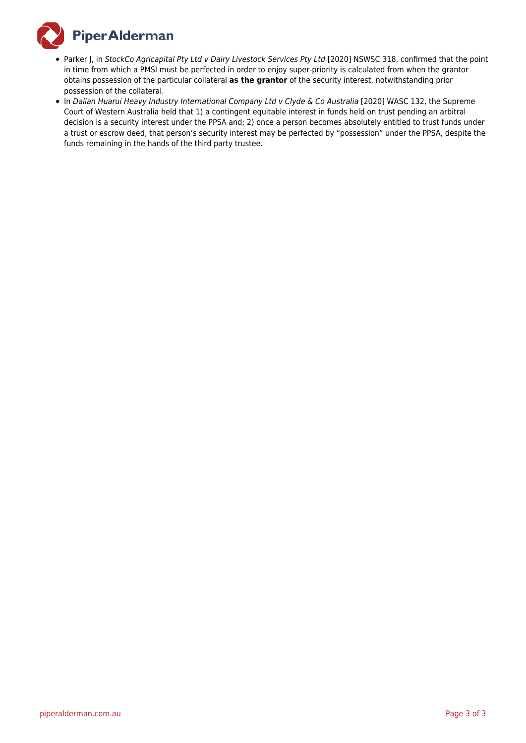- Parker J, in *StockCo Agricapital Pty Ltd v Dairy Livestock Services Pty Ltd* [2020] NSWSC 318, confirmed that the point in time from which a PMSI must be perfected in order to enjoy super-priority is calculated from when the grantor obtains possession of the particular collateral **as the grantor** of the security interest, notwithstanding prior possession of the collateral.
- In *Dalian Huarui Heavy Industry International Company Ltd v Clyde & Co Australia* [2020] WASC 132, the Supreme Court of Western Australia held that 1) a contingent equitable interest in funds held on trust pending an arbitral decision is a security interest under the PPSA and; 2) once a person becomes absolutely entitled to trust funds under a trust or escrow deed, that person's security interest may be perfected by "possession" under the PPSA, despite the funds remaining in the hands of the third party trustee.